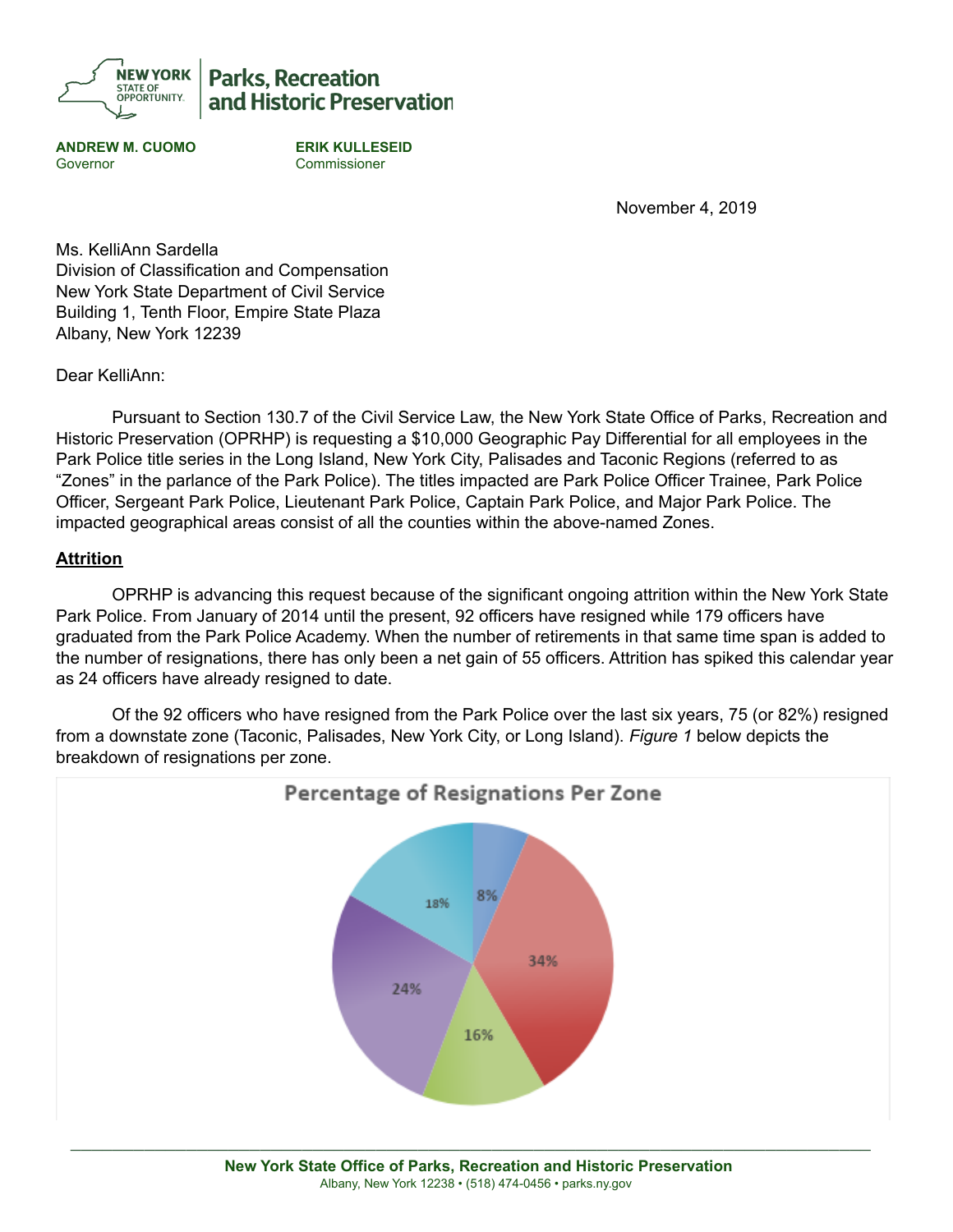NEW YORK STATE OF OPPORTUNITY. | Parks, Recreation and Historic Preservation

**ANDREW M. CUOMO**
Governor

**ERIK KULLESEID**
Commissioner

November 4, 2019

Ms. KelliAnn Sardella
Division of Classification and Compensation
New York State Department of Civil Service
Building 1, Tenth Floor, Empire State Plaza
Albany, New York 12239

Dear KelliAnn:

Pursuant to Section 130.7 of the Civil Service Law, the New York State Office of Parks, Recreation and Historic Preservation (OPRHP) is requesting a $10,000 Geographic Pay Differential for all employees in the Park Police title series in the Long Island, New York City, Palisades and Taconic Regions (referred to as "Zones" in the parlance of the Park Police). The titles impacted are Park Police Officer Trainee, Park Police Officer, Sergeant Park Police, Lieutenant Park Police, Captain Park Police, and Major Park Police. The impacted geographical areas consist of all the counties within the above-named Zones.

## Attrition

OPRHP is advancing this request because of the significant ongoing attrition within the New York State Park Police. From January of 2014 until the present, 92 officers have resigned while 179 officers have graduated from the Park Police Academy. When the number of retirements in that same time span is added to the number of resignations, there has only been a net gain of 55 officers. Attrition has spiked this calendar year as 24 officers have already resigned to date.

Of the 92 officers who have resigned from the Park Police over the last six years, 75 (or 82%) resigned from a downstate zone (Taconic, Palisades, New York City, or Long Island). *Figure 1* below depicts the breakdown of resignations per zone.

**Percentage of Resignations Per Zone**

8%, 34%, 16%, 24%, 18%

New York State Office of Parks, Recreation and Historic Preservation
Albany, New York 12238 • (518) 474-0456 • parks.ny.gov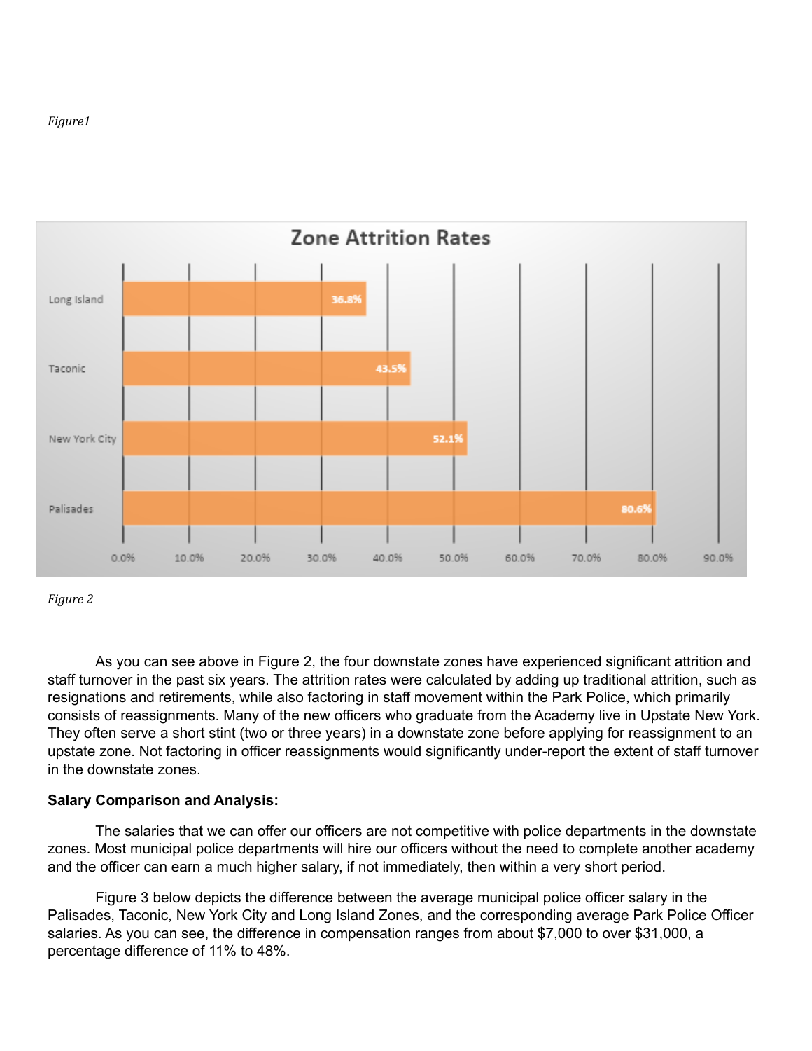*Figure1*

Zone Attrition Rates

| Zone | Attrition Rate |
| --- | --- |
| Long Island | 36.8% |
| Taconic | 43.5% |
| New York City | 52.1% |
| Palisades | 80.6% |

*Figure 2*

As you can see above in Figure 2, the four downstate zones have experienced significant attrition and staff turnover in the past six years. The attrition rates were calculated by adding up traditional attrition, such as resignations and retirements, while also factoring in staff movement within the Park Police, which primarily consists of reassignments. Many of the new officers who graduate from the Academy live in Upstate New York. They often serve a short stint (two or three years) in a downstate zone before applying for reassignment to an upstate zone. Not factoring in officer reassignments would significantly under-report the extent of staff turnover in the downstate zones.

**Salary Comparison and Analysis:**

The salaries that we can offer our officers are not competitive with police departments in the downstate zones. Most municipal police departments will hire our officers without the need to complete another academy and the officer can earn a much higher salary, if not immediately, then within a very short period.

Figure 3 below depicts the difference between the average municipal police officer salary in the Palisades, Taconic, New York City and Long Island Zones, and the corresponding average Park Police Officer salaries. As you can see, the difference in compensation ranges from about $7,000 to over $31,000, a percentage difference of 11% to 48%.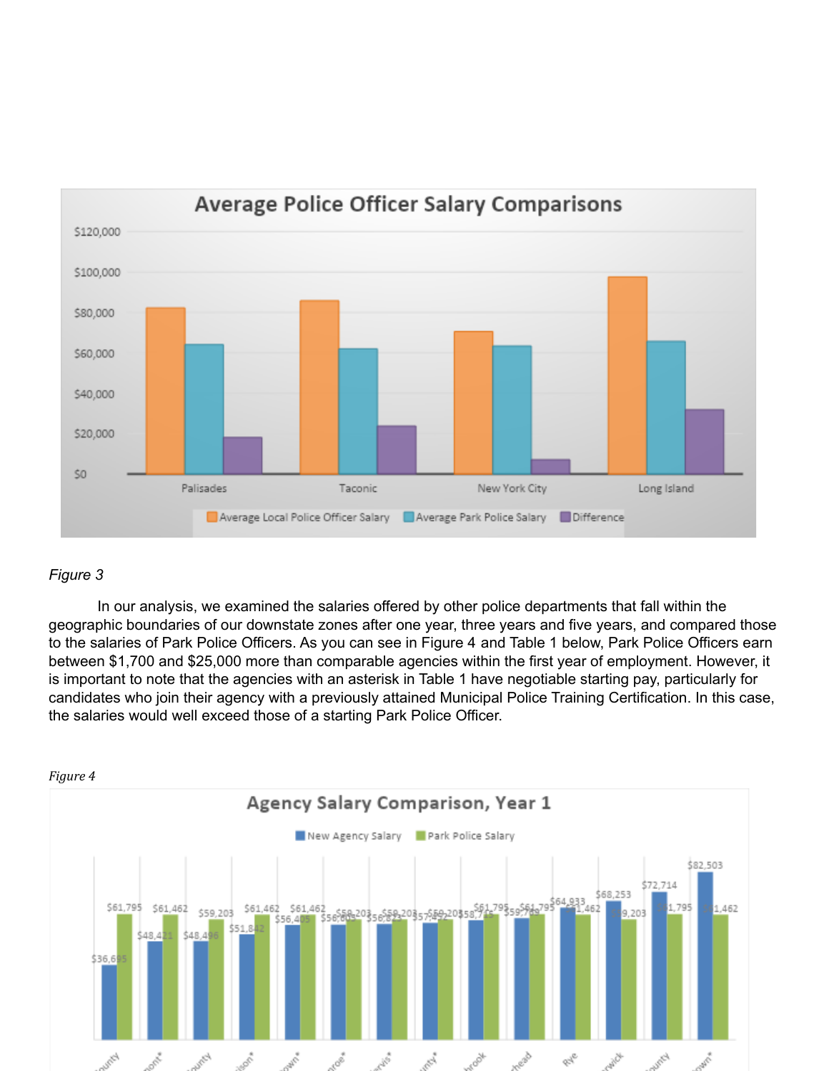Figure 3

In our analysis, we examined the salaries offered by other police departments that fall within the geographic boundaries of our downstate zones after one year, three years and five years, and compared those to the salaries of Park Police Officers. As you can see in Figure 4 and Table 1 below, Park Police Officers earn between $1,700 and $25,000 more than comparable agencies within the first year of employment. However, it is important to note that the agencies with an asterisk in Table 1 have negotiable starting pay, particularly for candidates who join their agency with a previously attained Municipal Police Training Certification. In this case, the salaries would well exceed those of a starting Park Police Officer.

*Figure 4*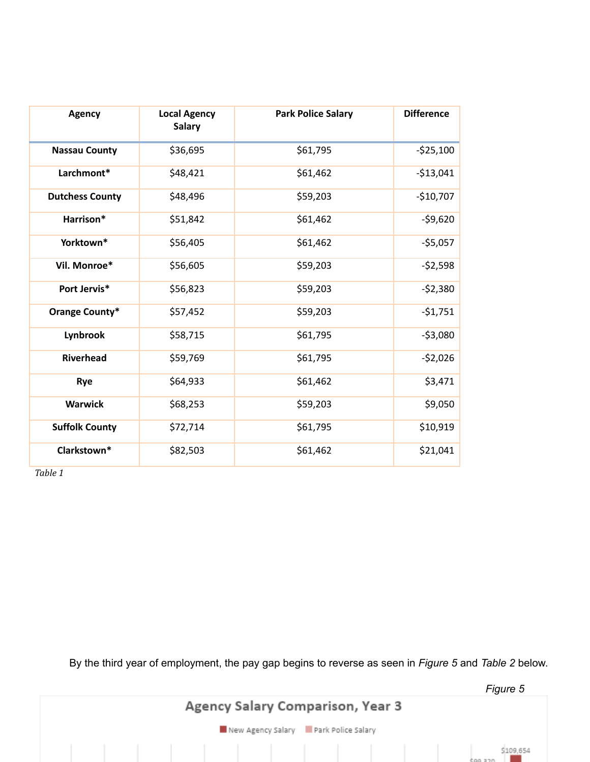| Agency | Local Agency Salary | Park Police Salary | Difference |
|---|---|---|---|
| Nassau County | $36,695 | $61,795 | -$25,100 |
| Larchmont* | $48,421 | $61,462 | -$13,041 |
| Dutchess County | $48,496 | $59,203 | -$10,707 |
| Harrison* | $51,842 | $61,462 | -$9,620 |
| Yorktown* | $56,405 | $61,462 | -$5,057 |
| Vil. Monroe* | $56,605 | $59,203 | -$2,598 |
| Port Jervis* | $56,823 | $59,203 | -$2,380 |
| Orange County* | $57,452 | $59,203 | -$1,751 |
| Lynbrook | $58,715 | $61,795 | -$3,080 |
| Riverhead | $59,769 | $61,795 | -$2,026 |
| Rye | $64,933 | $61,462 | $3,471 |
| Warwick | $68,253 | $59,203 | $9,050 |
| Suffolk County | $72,714 | $61,795 | $10,919 |
| Clarkstown* | $82,503 | $61,462 | $21,041 |

*Table 1*

By the third year of employment, the pay gap begins to reverse as seen in *Figure 5* and *Table 2* below.

*Figure 5*

Agency Salary Comparison, Year 3

New Agency Salary | Park Police Salary

$109,654

$99,320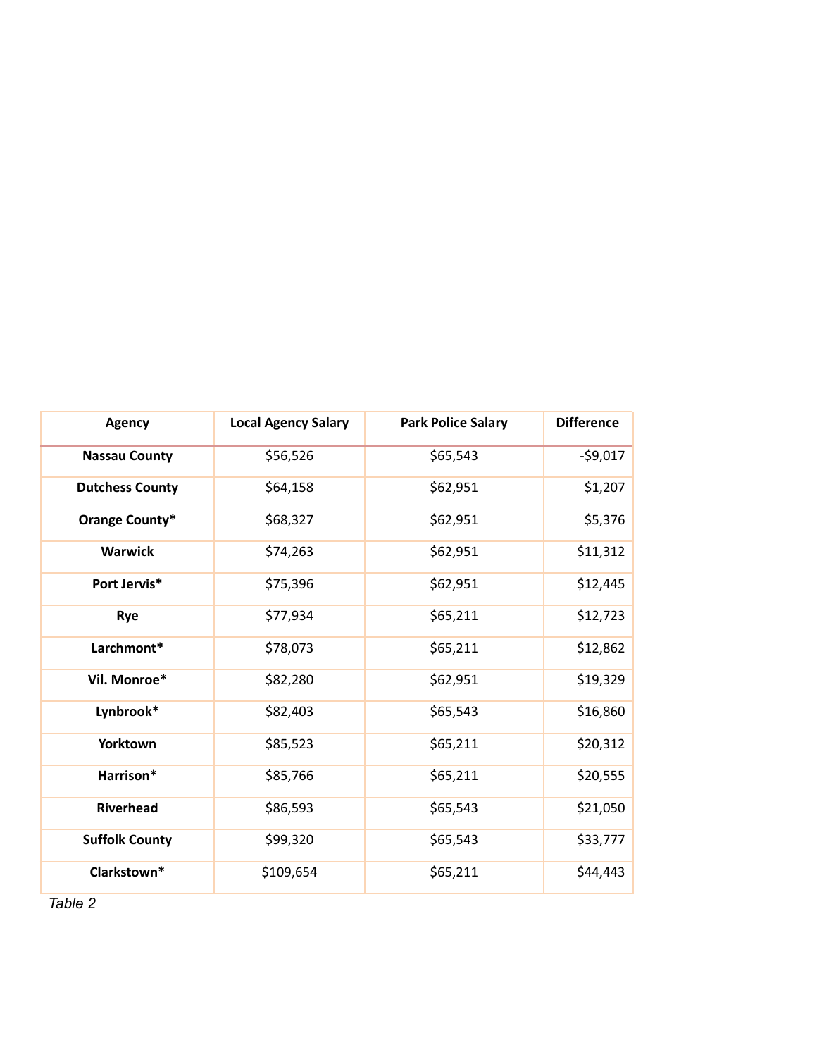| Agency | Local Agency Salary | Park Police Salary | Difference |
|---|---|---|---|
| **Nassau County** | $56,526 | $65,543 | -$9,017 |
| **Dutchess County** | $64,158 | $62,951 | $1,207 |
| **Orange County*** | $68,327 | $62,951 | $5,376 |
| **Warwick** | $74,263 | $62,951 | $11,312 |
| **Port Jervis*** | $75,396 | $62,951 | $12,445 |
| **Rye** | $77,934 | $65,211 | $12,723 |
| **Larchmont*** | $78,073 | $65,211 | $12,862 |
| **Vil. Monroe*** | $82,280 | $62,951 | $19,329 |
| **Lynbrook*** | $82,403 | $65,543 | $16,860 |
| **Yorktown** | $85,523 | $65,211 | $20,312 |
| **Harrison*** | $85,766 | $65,211 | $20,555 |
| **Riverhead** | $86,593 | $65,543 | $21,050 |
| **Suffolk County** | $99,320 | $65,543 | $33,777 |
| **Clarkstown*** | $109,654 | $65,211 | $44,443 |

*Table 2*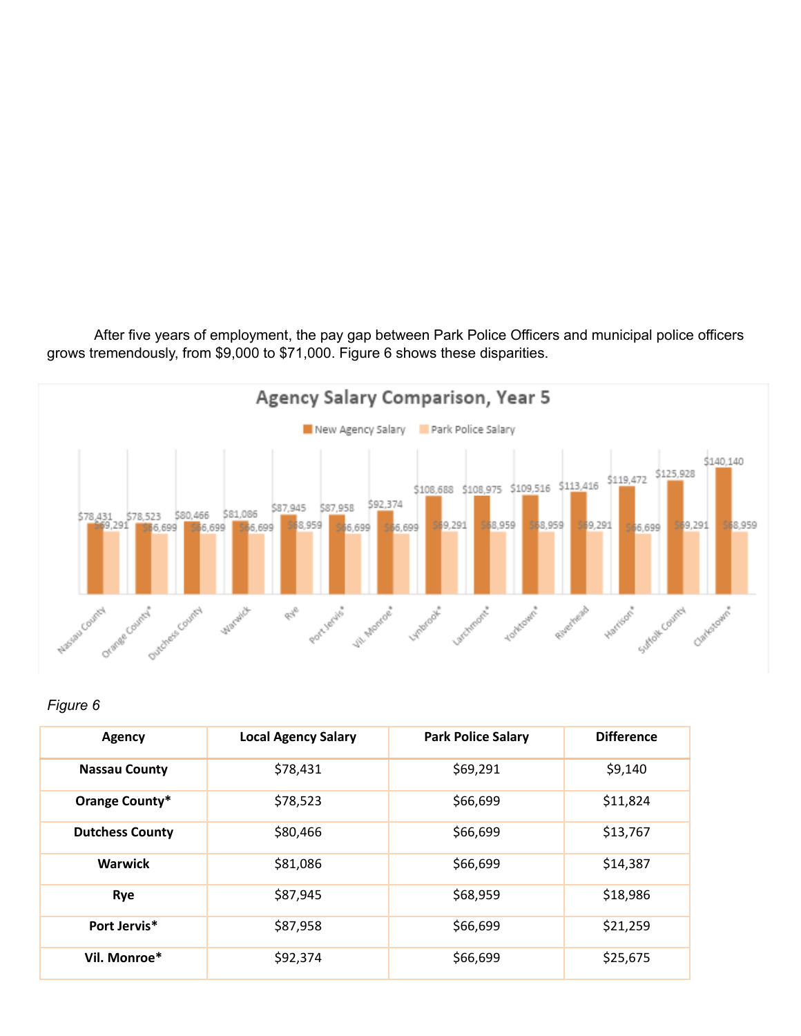After five years of employment, the pay gap between Park Police Officers and municipal police officers grows tremendously, from $9,000 to $71,000. Figure 6 shows these disparities.

*Figure 6*

| Agency | Local Agency Salary | Park Police Salary | Difference |
|---|---|---|---|
| **Nassau County** | $78,431 | $69,291 | $9,140 |
| **Orange County*** | $78,523 | $66,699 | $11,824 |
| **Dutchess County** | $80,466 | $66,699 | $13,767 |
| **Warwick** | $81,086 | $66,699 | $14,387 |
| **Rye** | $87,945 | $68,959 | $18,986 |
| **Port Jervis*** | $87,958 | $66,699 | $21,259 |
| **Vil. Monroe*** | $92,374 | $66,699 | $25,675 |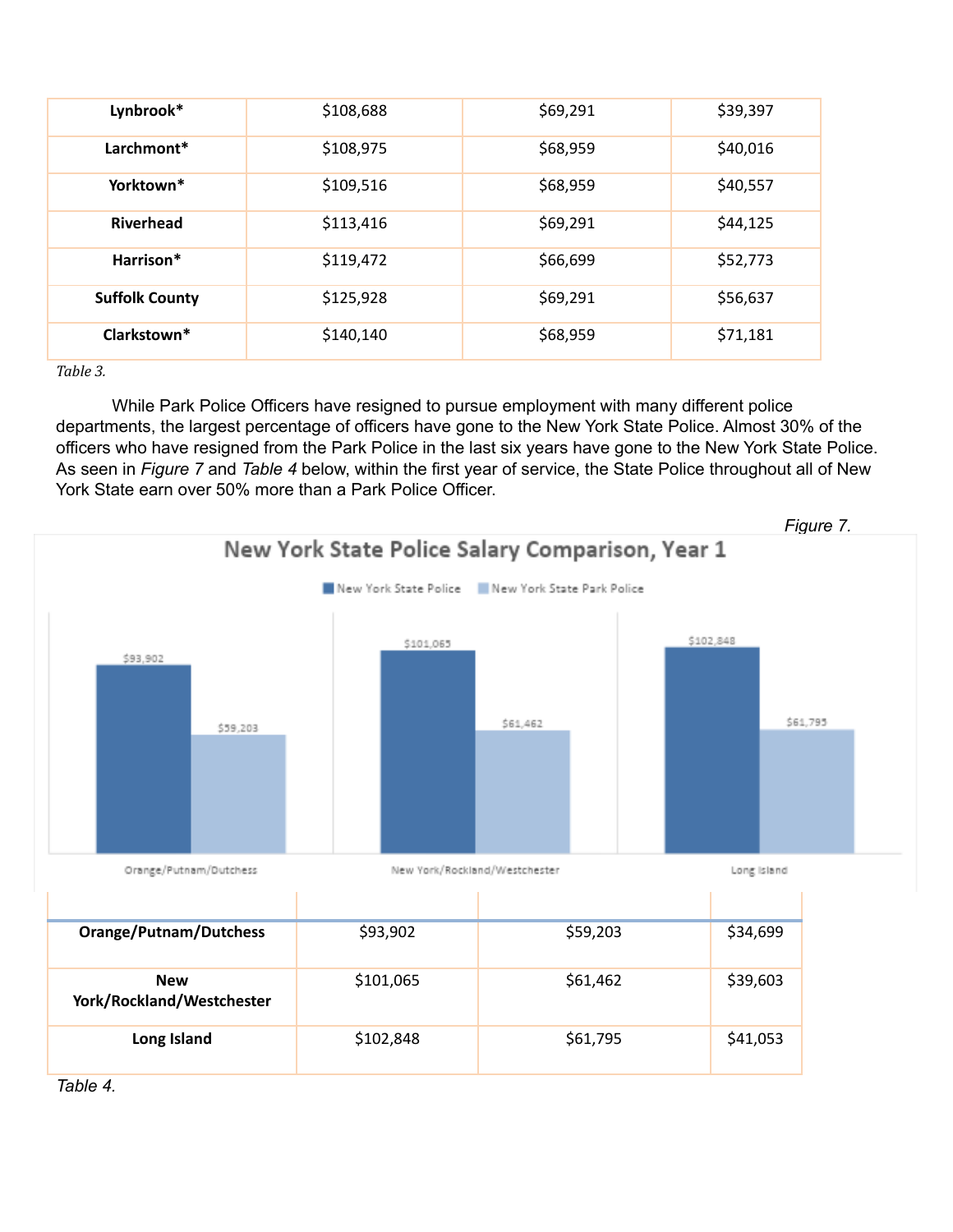| | | | |
|---|---|---|---|
| **Lynbrook*** | $108,688 | $69,291 | $39,397 |
| **Larchmont*** | $108,975 | $68,959 | $40,016 |
| **Yorktown*** | $109,516 | $68,959 | $40,557 |
| **Riverhead** | $113,416 | $69,291 | $44,125 |
| **Harrison*** | $119,472 | $66,699 | $52,773 |
| **Suffolk County** | $125,928 | $69,291 | $56,637 |
| **Clarkstown*** | $140,140 | $68,959 | $71,181 |

*Table 3.*

While Park Police Officers have resigned to pursue employment with many different police departments, the largest percentage of officers have gone to the New York State Police. Almost 30% of the officers who have resigned from the Park Police in the last six years have gone to the New York State Police. As seen in *Figure 7* and *Table 4* below, within the first year of service, the State Police throughout all of New York State earn over 50% more than a Park Police Officer.

*Figure 7.*

**New York State Police Salary Comparison, Year 1**

| | New York State Police | New York State Park Police |
|---|---|---|
| Orange/Putnam/Dutchess | $93,902 | $59,203 |
| New York/Rockland/Westchester | $101,065 | $61,462 |
| Long Island | $102,848 | $61,795 |

| | | | |
|---|---|---|---|
| **Orange/Putnam/Dutchess** | $93,902 | $59,203 | $34,699 |
| **New York/Rockland/Westchester** | $101,065 | $61,462 | $39,603 |
| **Long Island** | $102,848 | $61,795 | $41,053 |

*Table 4.*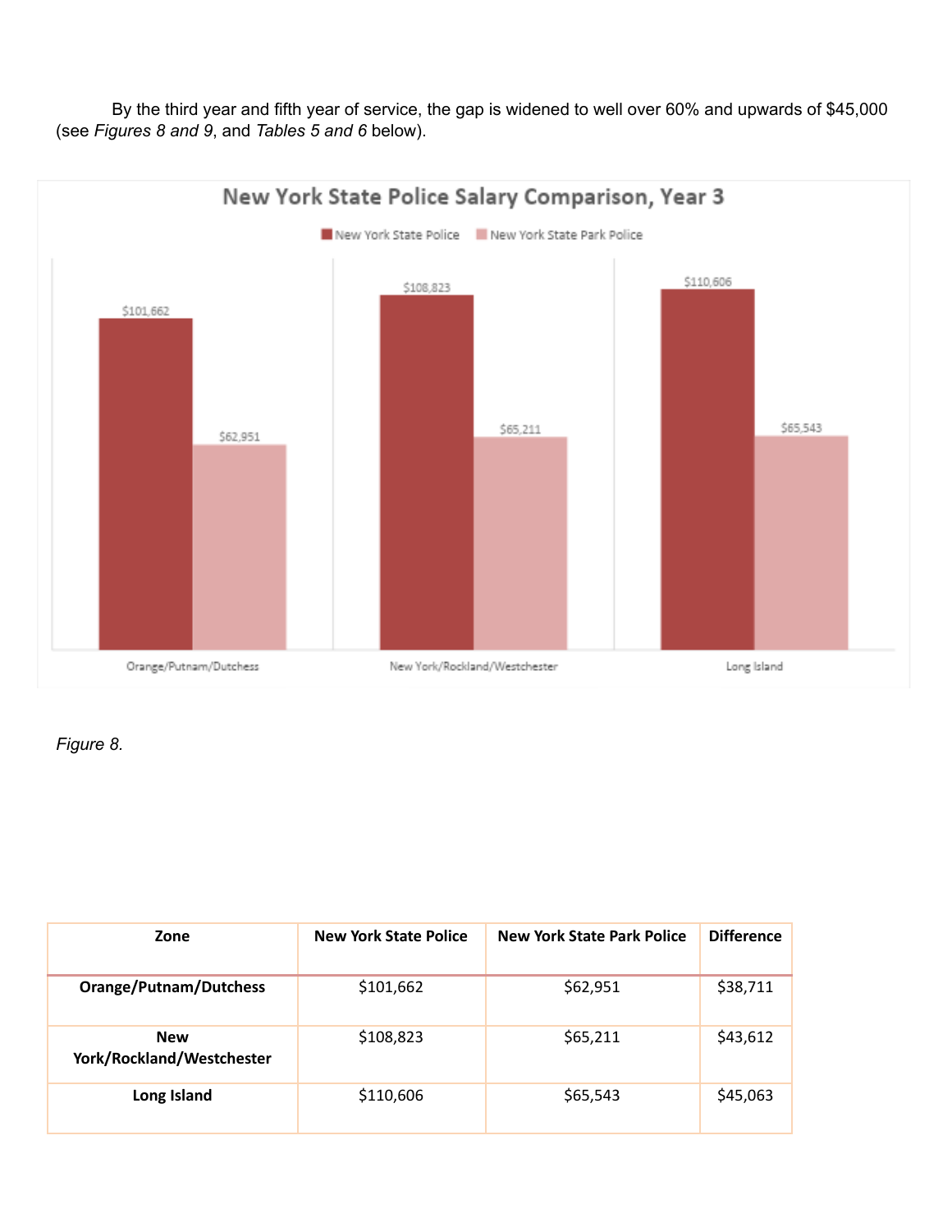By the third year and fifth year of service, the gap is widened to well over 60% and upwards of $45,000 (see *Figures 8 and 9*, and *Tables 5 and 6* below).

*Figure 8.*

| Zone | New York State Police | New York State Park Police | Difference |
|---|---|---|---|
| **Orange/Putnam/Dutchess** | $101,662 | $62,951 | $38,711 |
| **New York/Rockland/Westchester** | $108,823 | $65,211 | $43,612 |
| **Long Island** | $110,606 | $65,543 | $45,063 |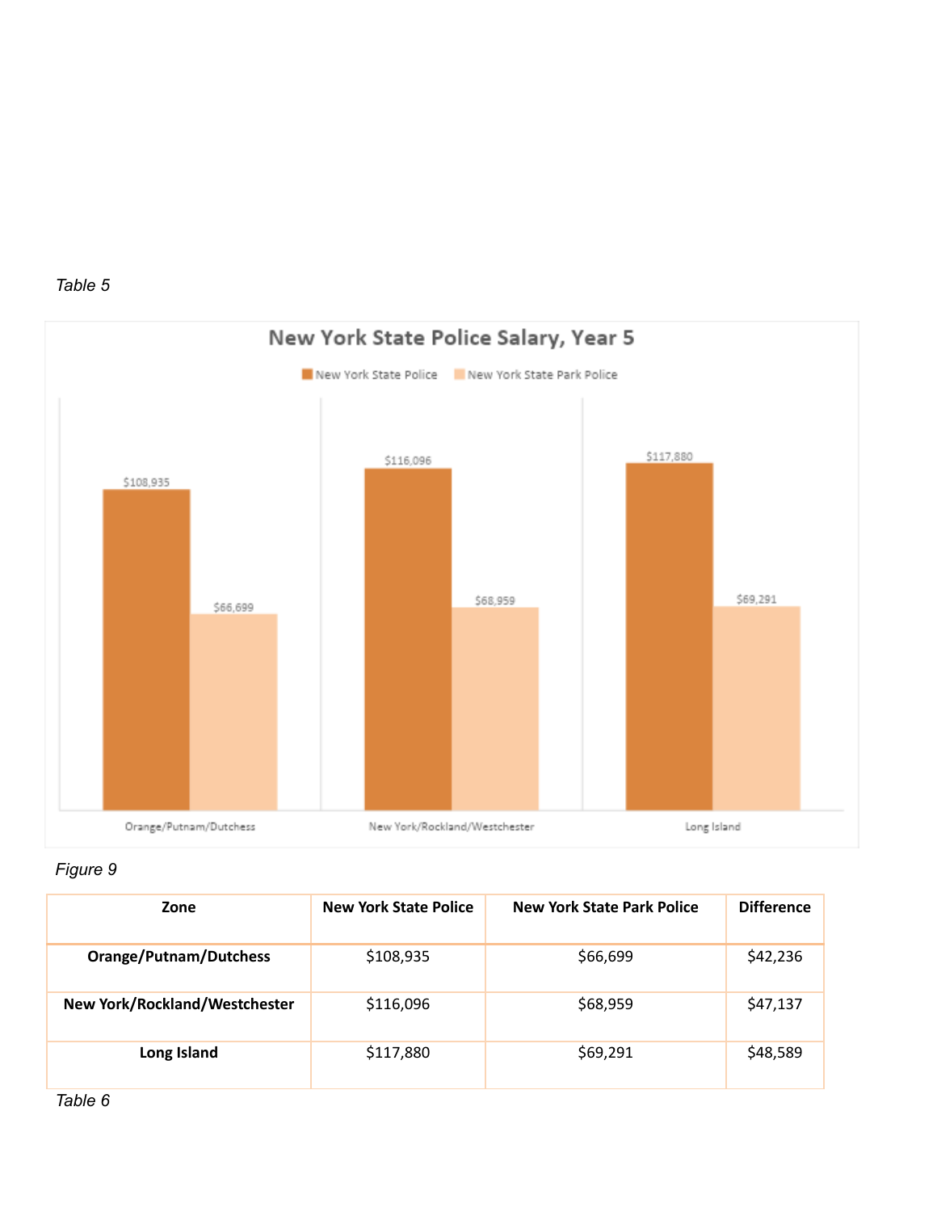*Table 5*

**New York State Police Salary, Year 5**

| Zone | New York State Police | New York State Park Police |
|---|---|---|
| Orange/Putnam/Dutchess | $108,935 | $66,699 |
| New York/Rockland/Westchester | $116,096 | $68,959 |
| Long Island | $117,880 | $69,291 |

*Figure 9*

| Zone | New York State Police | New York State Park Police | Difference |
|---|---|---|---|
| **Orange/Putnam/Dutchess** | $108,935 | $66,699 | $42,236 |
| **New York/Rockland/Westchester** | $116,096 | $68,959 | $47,137 |
| **Long Island** | $117,880 | $69,291 | $48,589 |

*Table 6*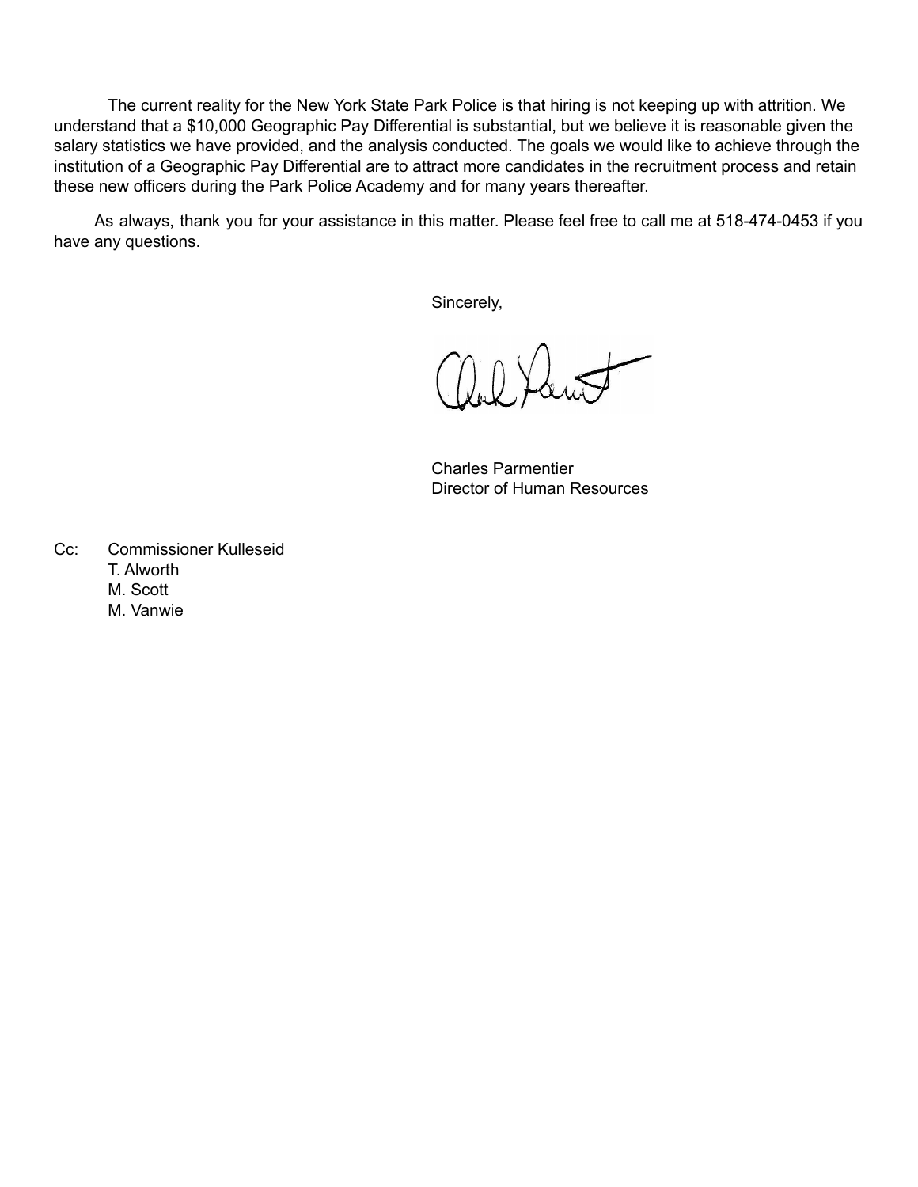The current reality for the New York State Park Police is that hiring is not keeping up with attrition. We understand that a $10,000 Geographic Pay Differential is substantial, but we believe it is reasonable given the salary statistics we have provided, and the analysis conducted. The goals we would like to achieve through the institution of a Geographic Pay Differential are to attract more candidates in the recruitment process and retain these new officers during the Park Police Academy and for many years thereafter.

As always, thank you for your assistance in this matter. Please feel free to call me at 518-474-0453 if you have any questions.

Sincerely,

Charles Parmentier
Director of Human Resources

Cc: Commissioner Kulleseid
T. Alworth
M. Scott
M. Vanwie